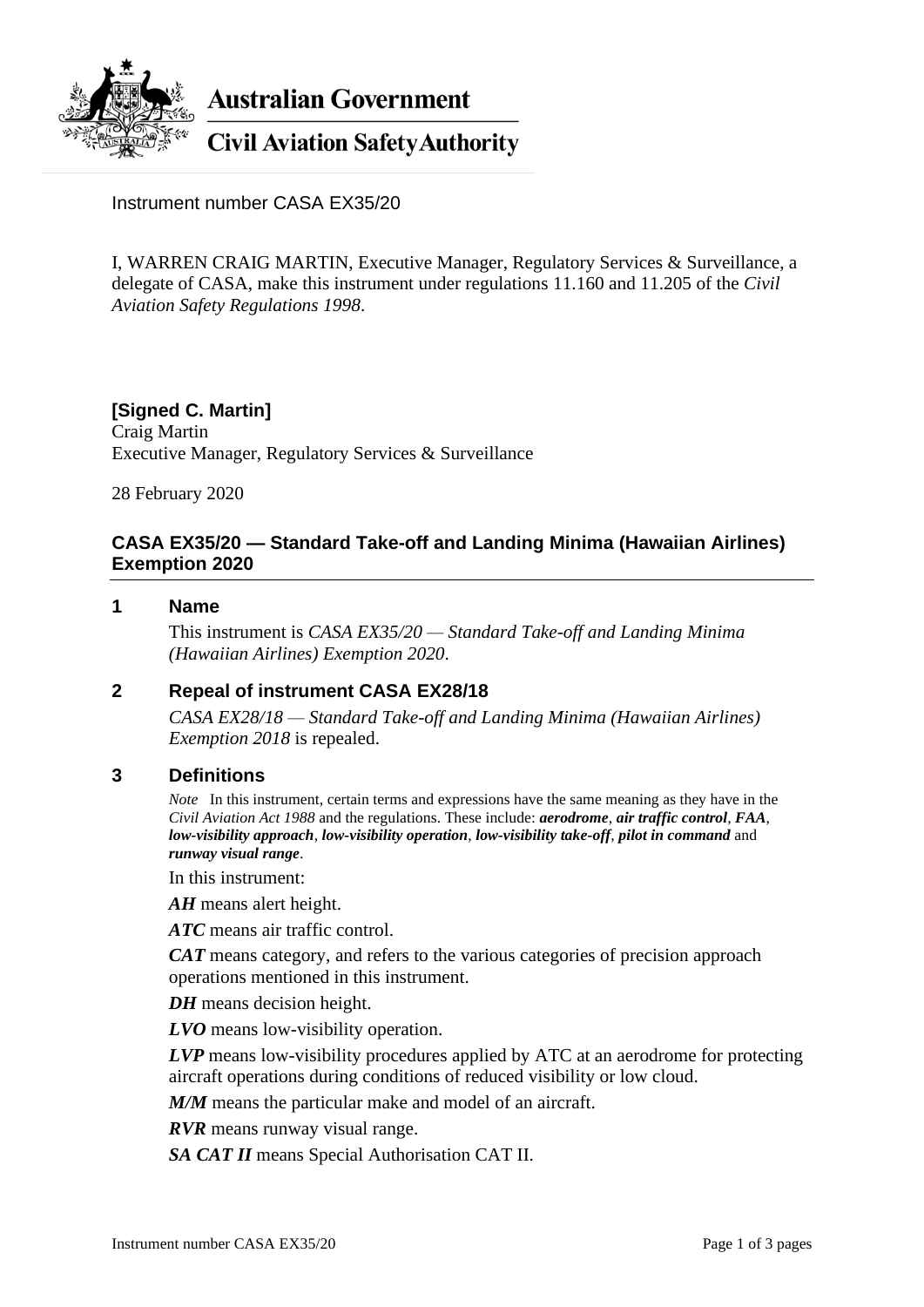**Australian Government**

**Civil Aviation Safety Authority**

Instrument number CASA EX35/20

I, WARREN CRAIG MARTIN, Executive Manager, Regulatory Services & Surveillance, a delegate of CASA, make this instrument under regulations 11.160 and 11.205 of the *Civil Aviation Safety Regulations 1998*.

**[Signed C. Martin]**
Craig Martin
Executive Manager, Regulatory Services & Surveillance

28 February 2020

## CASA EX35/20 — Standard Take-off and Landing Minima (Hawaiian Airlines) Exemption 2020

### 1 Name

This instrument is *CASA EX35/20 — Standard Take-off and Landing Minima (Hawaiian Airlines) Exemption 2020*.

### 2 Repeal of instrument CASA EX28/18

*CASA EX28/18 — Standard Take-off and Landing Minima (Hawaiian Airlines) Exemption 2018* is repealed.

### 3 Definitions

*Note* In this instrument, certain terms and expressions have the same meaning as they have in the *Civil Aviation Act 1988* and the regulations. These include: ***aerodrome***, ***air traffic control***, ***FAA***, ***low-visibility approach***, ***low-visibility operation***, ***low-visibility take-off***, ***pilot in command*** and ***runway visual range***.

In this instrument:

***AH*** means alert height.

***ATC*** means air traffic control.

***CAT*** means category, and refers to the various categories of precision approach operations mentioned in this instrument.

***DH*** means decision height.

***LVO*** means low-visibility operation.

***LVP*** means low-visibility procedures applied by ATC at an aerodrome for protecting aircraft operations during conditions of reduced visibility or low cloud.

***M/M*** means the particular make and model of an aircraft.

***RVR*** means runway visual range.

***SA CAT II*** means Special Authorisation CAT II.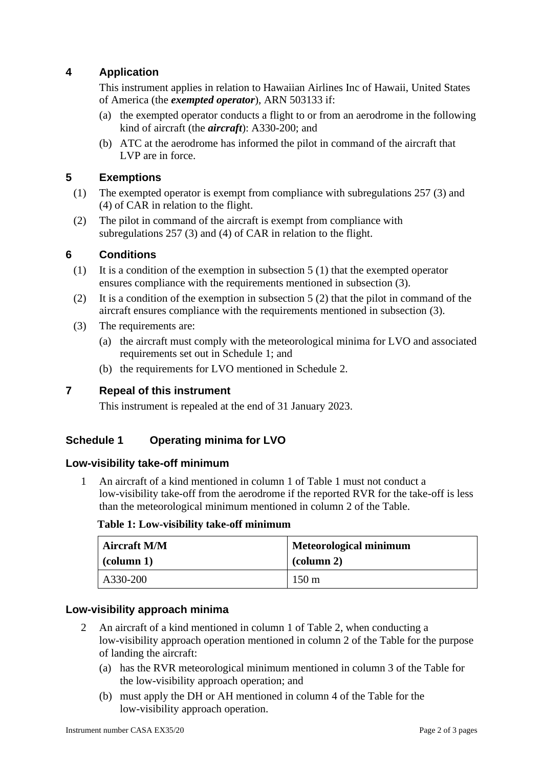## 4 Application

This instrument applies in relation to Hawaiian Airlines Inc of Hawaii, United States of America (the ***exempted operator***), ARN 503133 if:

(a) the exempted operator conducts a flight to or from an aerodrome in the following kind of aircraft (the ***aircraft***): A330-200; and

(b) ATC at the aerodrome has informed the pilot in command of the aircraft that LVP are in force.

## 5 Exemptions

(1) The exempted operator is exempt from compliance with subregulations 257 (3) and (4) of CAR in relation to the flight.

(2) The pilot in command of the aircraft is exempt from compliance with subregulations 257 (3) and (4) of CAR in relation to the flight.

## 6 Conditions

(1) It is a condition of the exemption in subsection 5 (1) that the exempted operator ensures compliance with the requirements mentioned in subsection (3).

(2) It is a condition of the exemption in subsection 5 (2) that the pilot in command of the aircraft ensures compliance with the requirements mentioned in subsection (3).

(3) The requirements are:

(a) the aircraft must comply with the meteorological minima for LVO and associated requirements set out in Schedule 1; and

(b) the requirements for LVO mentioned in Schedule 2.

## 7 Repeal of this instrument

This instrument is repealed at the end of 31 January 2023.

## Schedule 1 Operating minima for LVO

### Low-visibility take-off minimum

1 An aircraft of a kind mentioned in column 1 of Table 1 must not conduct a low-visibility take-off from the aerodrome if the reported RVR for the take-off is less than the meteorological minimum mentioned in column 2 of the Table.

**Table 1: Low-visibility take-off minimum**

| Aircraft M/M (column 1) | Meteorological minimum (column 2) |
|---|---|
| A330-200 | 150 m |

### Low-visibility approach minima

2 An aircraft of a kind mentioned in column 1 of Table 2, when conducting a low-visibility approach operation mentioned in column 2 of the Table for the purpose of landing the aircraft:

(a) has the RVR meteorological minimum mentioned in column 3 of the Table for the low-visibility approach operation; and

(b) must apply the DH or AH mentioned in column 4 of the Table for the low-visibility approach operation.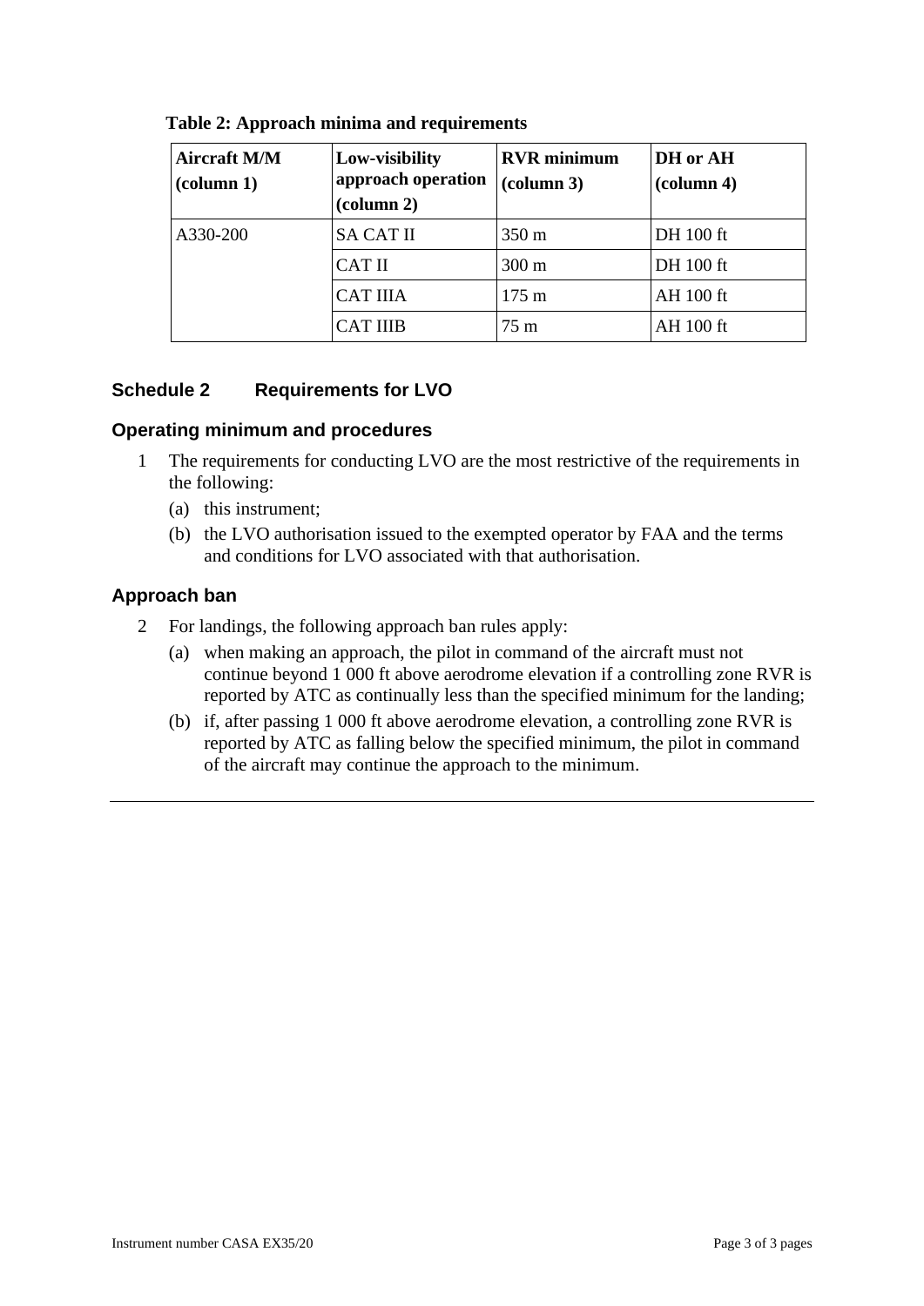**Table 2: Approach minima and requirements**

| Aircraft M/M (column 1) | Low-visibility approach operation (column 2) | RVR minimum (column 3) | DH or AH (column 4) |
|---|---|---|---|
| A330-200 | SA CAT II | 350 m | DH 100 ft |
| | CAT II | 300 m | DH 100 ft |
| | CAT IIIA | 175 m | AH 100 ft |
| | CAT IIIB | 75 m | AH 100 ft |

## Schedule 2 Requirements for LVO

### Operating minimum and procedures

1 The requirements for conducting LVO are the most restrictive of the requirements in the following:

(a) this instrument;

(b) the LVO authorisation issued to the exempted operator by FAA and the terms and conditions for LVO associated with that authorisation.

### Approach ban

2 For landings, the following approach ban rules apply:

(a) when making an approach, the pilot in command of the aircraft must not continue beyond 1 000 ft above aerodrome elevation if a controlling zone RVR is reported by ATC as continually less than the specified minimum for the landing;

(b) if, after passing 1 000 ft above aerodrome elevation, a controlling zone RVR is reported by ATC as falling below the specified minimum, the pilot in command of the aircraft may continue the approach to the minimum.